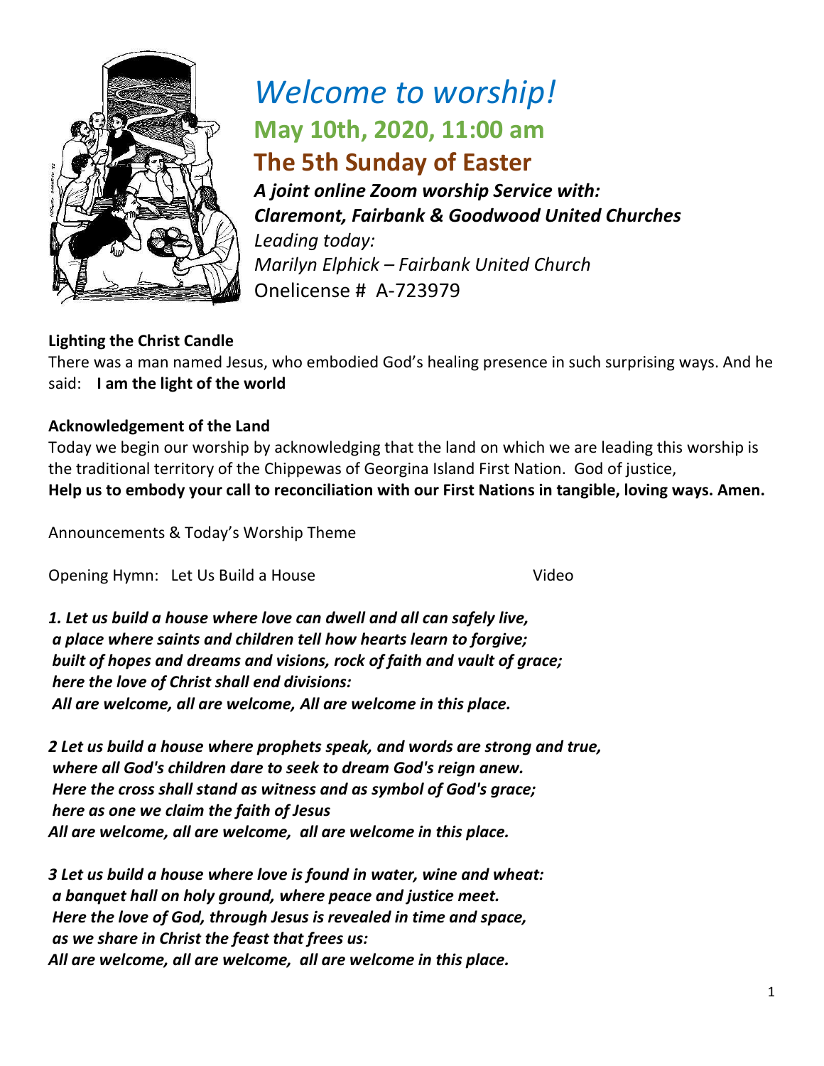# *Welcome to worship!*

## May 10th, 2020, 11:00 am

## The 5th Sunday of Easter

***A joint online Zoom worship Service with:***
***Claremont, Fairbank & Goodwood United Churches***
*Leading today:*
*Marilyn Elphick – Fairbank United Church*
Onelicense # A-723979

**Lighting the Christ Candle**
There was a man named Jesus, who embodied God's healing presence in such surprising ways. And he said: **I am the light of the world**

**Acknowledgement of the Land**
Today we begin our worship by acknowledging that the land on which we are leading this worship is the traditional territory of the Chippewas of Georgina Island First Nation. God of justice,
**Help us to embody your call to reconciliation with our First Nations in tangible, loving ways. Amen.**

Announcements & Today's Worship Theme

Opening Hymn: Let Us Build a House — Video

***1. Let us build a house where love can dwell and all can safely live,***
***a place where saints and children tell how hearts learn to forgive;***
***built of hopes and dreams and visions, rock of faith and vault of grace;***
***here the love of Christ shall end divisions:***
***All are welcome, all are welcome, All are welcome in this place.***

***2 Let us build a house where prophets speak, and words are strong and true,***
***where all God's children dare to seek to dream God's reign anew.***
***Here the cross shall stand as witness and as symbol of God's grace;***
***here as one we claim the faith of Jesus***
***All are welcome, all are welcome, all are welcome in this place.***

***3 Let us build a house where love is found in water, wine and wheat:***
***a banquet hall on holy ground, where peace and justice meet.***
***Here the love of God, through Jesus is revealed in time and space,***
***as we share in Christ the feast that frees us:***
***All are welcome, all are welcome, all are welcome in this place.***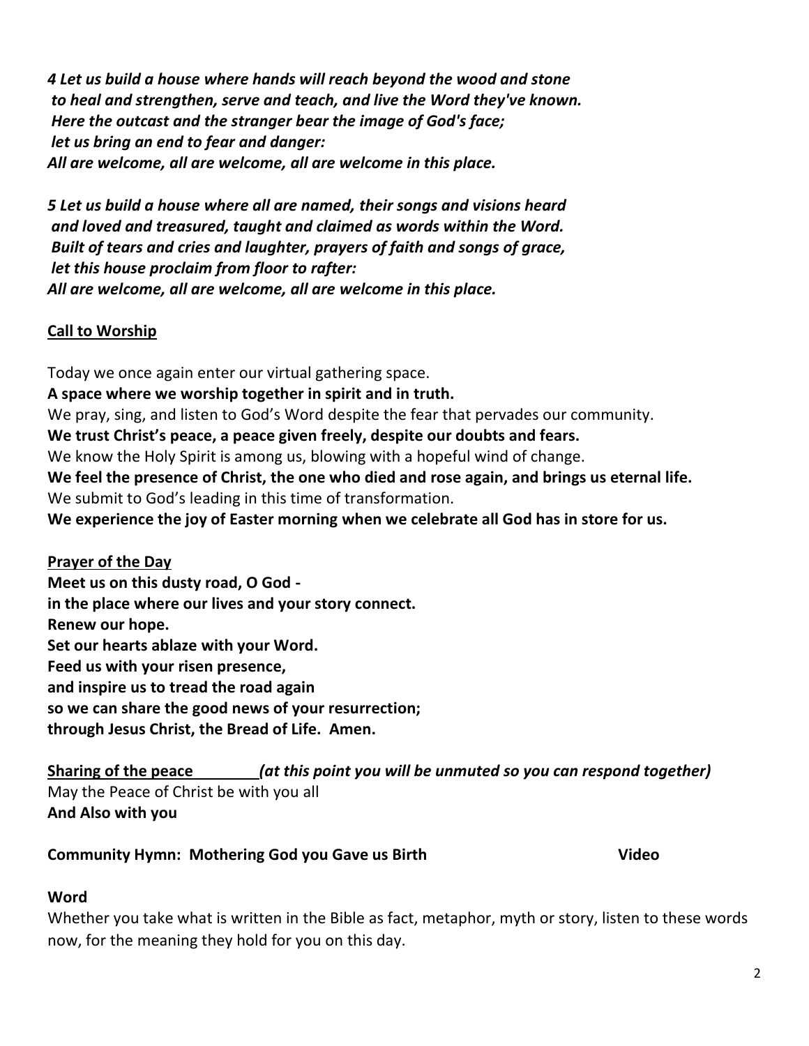*4 Let us build a house where hands will reach beyond the wood and stone*
*to heal and strengthen, serve and teach, and live the Word they've known.*
*Here the outcast and the stranger bear the image of God's face;*
*let us bring an end to fear and danger:*
*All are welcome, all are welcome, all are welcome in this place.*

*5 Let us build a house where all are named, their songs and visions heard*
*and loved and treasured, taught and claimed as words within the Word.*
*Built of tears and cries and laughter, prayers of faith and songs of grace,*
*let this house proclaim from floor to rafter:*
*All are welcome, all are welcome, all are welcome in this place.*

**Call to Worship**

Today we once again enter our virtual gathering space.
**A space where we worship together in spirit and in truth.**
We pray, sing, and listen to God's Word despite the fear that pervades our community.
**We trust Christ's peace, a peace given freely, despite our doubts and fears.**
We know the Holy Spirit is among us, blowing with a hopeful wind of change.
**We feel the presence of Christ, the one who died and rose again, and brings us eternal life.**
We submit to God's leading in this time of transformation.
**We experience the joy of Easter morning when we celebrate all God has in store for us.**

**Prayer of the Day**
**Meet us on this dusty road, O God -**
**in the place where our lives and your story connect.**
**Renew our hope.**
**Set our hearts ablaze with your Word.**
**Feed us with your risen presence,**
**and inspire us to tread the road again**
**so we can share the good news of your resurrection;**
**through Jesus Christ, the Bread of Life. Amen.**

**Sharing of the peace** ***(at this point you will be unmuted so you can respond together)***
May the Peace of Christ be with you all
**And Also with you**

**Community Hymn: Mothering God you Gave us Birth** **Video**

**Word**
Whether you take what is written in the Bible as fact, metaphor, myth or story, listen to these words now, for the meaning they hold for you on this day.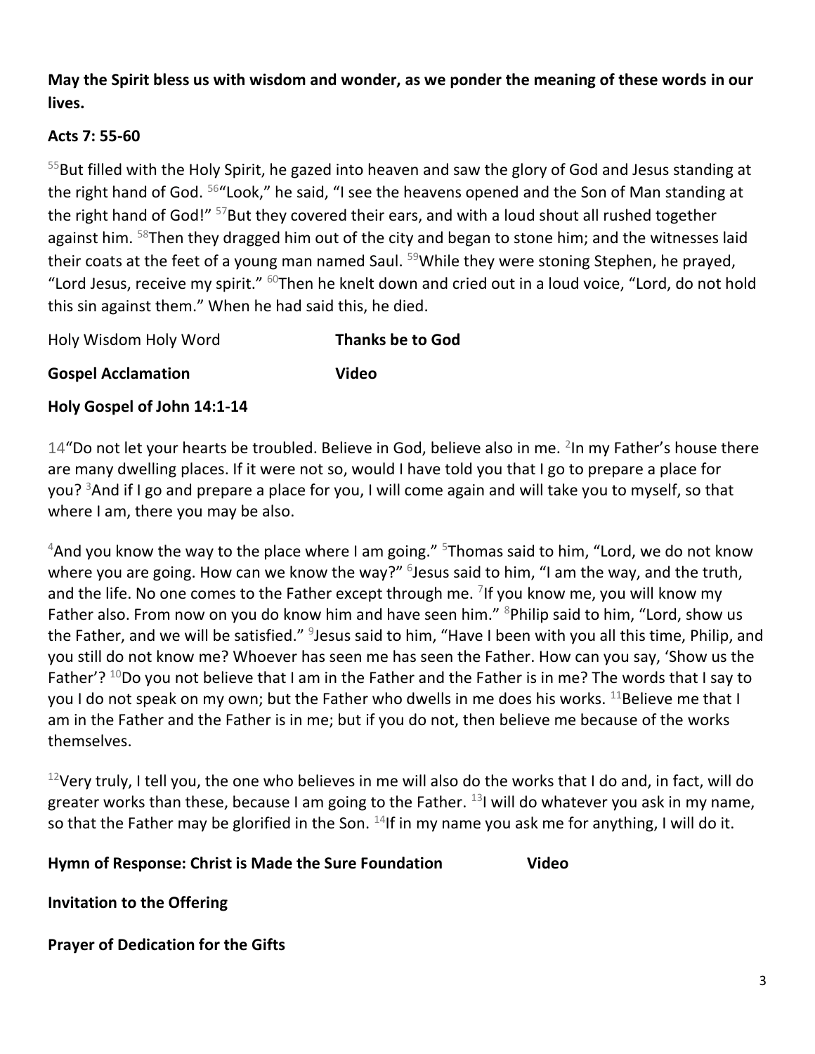**May the Spirit bless us with wisdom and wonder, as we ponder the meaning of these words in our lives.**

**Acts 7: 55-60**

[55]But filled with the Holy Spirit, he gazed into heaven and saw the glory of God and Jesus standing at the right hand of God. [56]**"**Look," he said, "I see the heavens opened and the Son of Man standing at the right hand of God!" [57]But they covered their ears, and with a loud shout all rushed together against him. [58]Then they dragged him out of the city and began to stone him; and the witnesses laid their coats at the feet of a young man named Saul. [59]While they were stoning Stephen, he prayed, "Lord Jesus, receive my spirit." [60]Then he knelt down and cried out in a loud voice, "Lord, do not hold this sin against them." When he had said this, he died.

Holy Wisdom Holy Word **Thanks be to God**

**Gospel Acclamation** **Video**

**Holy Gospel of John 14:1-14**

14"Do not let your hearts be troubled. Believe in God, believe also in me. [2]In my Father's house there are many dwelling places. If it were not so, would I have told you that I go to prepare a place for you? [3]And if I go and prepare a place for you, I will come again and will take you to myself, so that where I am, there you may be also.

[4]And you know the way to the place where I am going." [5]Thomas said to him, "Lord, we do not know where you are going. How can we know the way?" [6]Jesus said to him, "I am the way, and the truth, and the life. No one comes to the Father except through me. [7]If you know me, you will know my Father also. From now on you do know him and have seen him." [8]Philip said to him, "Lord, show us the Father, and we will be satisfied." [9]Jesus said to him, "Have I been with you all this time, Philip, and you still do not know me? Whoever has seen me has seen the Father. How can you say, 'Show us the Father'? [10]Do you not believe that I am in the Father and the Father is in me? The words that I say to you I do not speak on my own; but the Father who dwells in me does his works. [11]Believe me that I am in the Father and the Father is in me; but if you do not, then believe me because of the works themselves.

[12]Very truly, I tell you, the one who believes in me will also do the works that I do and, in fact, will do greater works than these, because I am going to the Father. [13]I will do whatever you ask in my name, so that the Father may be glorified in the Son. [14]If in my name you ask me for anything, I will do it.

**Hymn of Response: Christ is Made the Sure Foundation** **Video**

**Invitation to the Offering**

**Prayer of Dedication for the Gifts**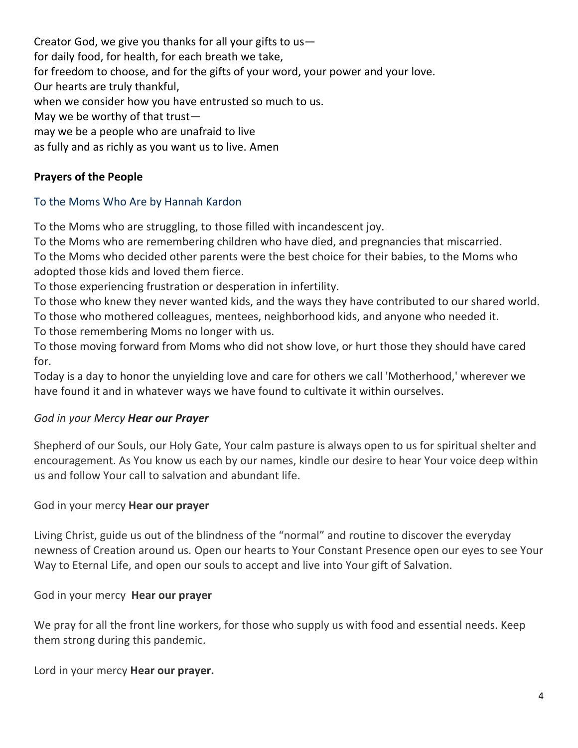Creator God, we give you thanks for all your gifts to us—
for daily food, for health, for each breath we take,
for freedom to choose, and for the gifts of your word, your power and your love.
Our hearts are truly thankful,
when we consider how you have entrusted so much to us.
May we be worthy of that trust—
may we be a people who are unafraid to live
as fully and as richly as you want us to live. Amen

**Prayers of the People**

To the Moms Who Are by Hannah Kardon

To the Moms who are struggling, to those filled with incandescent joy.
To the Moms who are remembering children who have died, and pregnancies that miscarried.
To the Moms who decided other parents were the best choice for their babies, to the Moms who adopted those kids and loved them fierce.
To those experiencing frustration or desperation in infertility.
To those who knew they never wanted kids, and the ways they have contributed to our shared world.
To those who mothered colleagues, mentees, neighborhood kids, and anyone who needed it.
To those remembering Moms no longer with us.
To those moving forward from Moms who did not show love, or hurt those they should have cared for.
Today is a day to honor the unyielding love and care for others we call 'Motherhood,' wherever we have found it and in whatever ways we have found to cultivate it within ourselves.

*God in your Mercy* ***Hear our Prayer***

Shepherd of our Souls, our Holy Gate, Your calm pasture is always open to us for spiritual shelter and encouragement. As You know us each by our names, kindle our desire to hear Your voice deep within us and follow Your call to salvation and abundant life.

God in your mercy **Hear our prayer**

Living Christ, guide us out of the blindness of the "normal" and routine to discover the everyday newness of Creation around us. Open our hearts to Your Constant Presence open our eyes to see Your Way to Eternal Life, and open our souls to accept and live into Your gift of Salvation.

God in your mercy **Hear our prayer**

We pray for all the front line workers, for those who supply us with food and essential needs. Keep them strong during this pandemic.

Lord in your mercy **Hear our prayer.**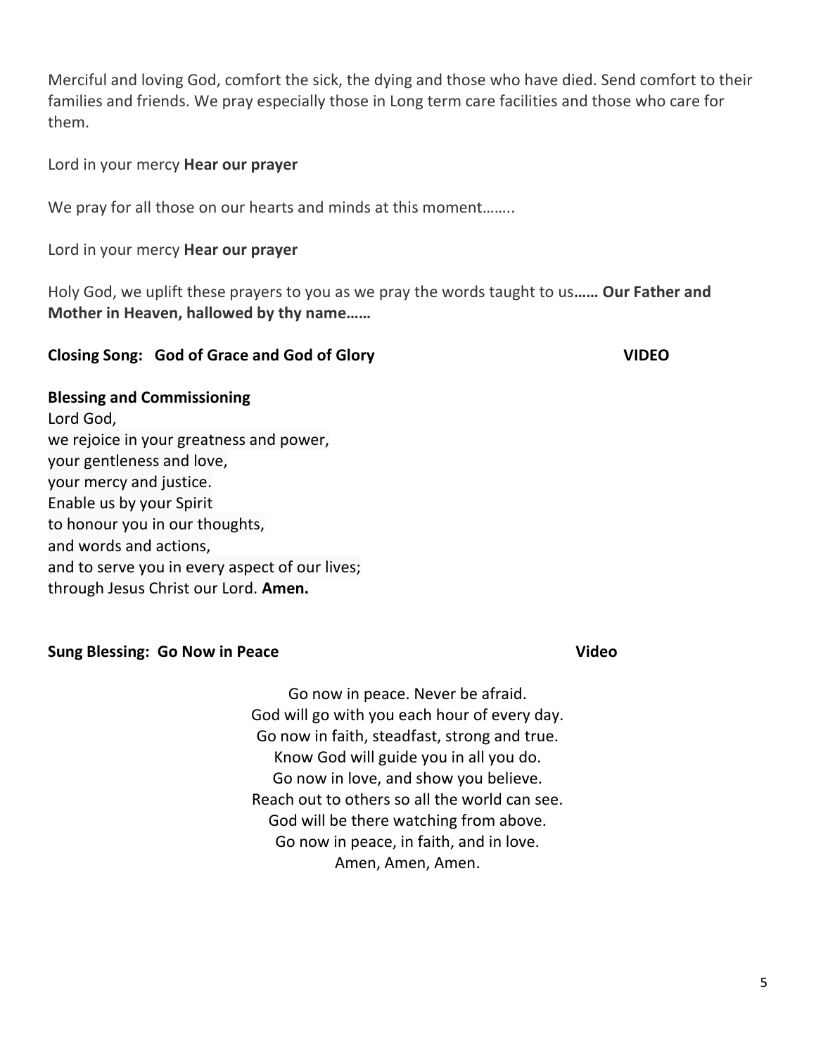Merciful and loving God, comfort the sick, the dying and those who have died. Send comfort to their families and friends. We pray especially those in Long term care facilities and those who care for them.

Lord in your mercy **Hear our prayer**

We pray for all those on our hearts and minds at this moment……..

Lord in your mercy **Hear our prayer**

Holy God, we uplift these prayers to you as we pray the words taught to us**…… Our Father and Mother in Heaven, hallowed by thy name……**

**Closing Song: God of Grace and God of Glory** **VIDEO**

**Blessing and Commissioning**

Lord God,
we rejoice in your greatness and power,
your gentleness and love,
your mercy and justice.
Enable us by your Spirit
to honour you in our thoughts,
and words and actions,
and to serve you in every aspect of our lives;
through Jesus Christ our Lord. **Amen.**

**Sung Blessing: Go Now in Peace** **Video**

Go now in peace. Never be afraid.
God will go with you each hour of every day.
Go now in faith, steadfast, strong and true.
Know God will guide you in all you do.
Go now in love, and show you believe.
Reach out to others so all the world can see.
God will be there watching from above.
Go now in peace, in faith, and in love.
Amen, Amen, Amen.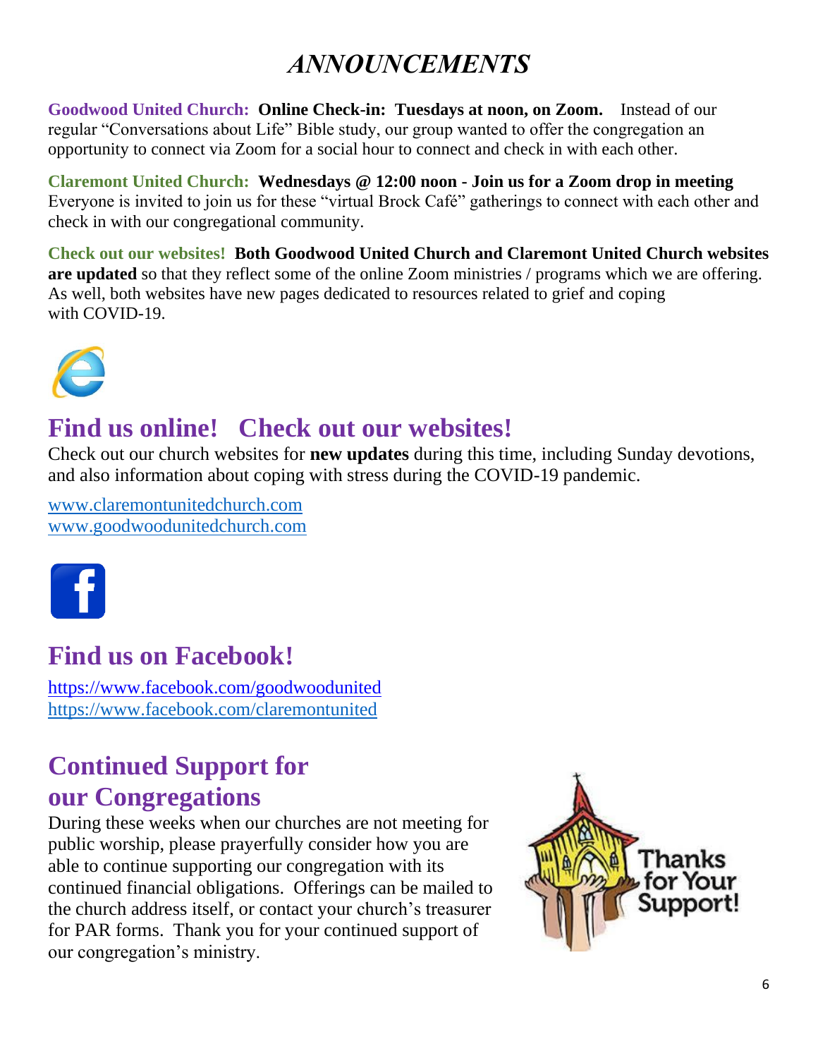# *ANNOUNCEMENTS*

**Goodwood United Church: Online Check-in: Tuesdays at noon, on Zoom.** Instead of our regular "Conversations about Life" Bible study, our group wanted to offer the congregation an opportunity to connect via Zoom for a social hour to connect and check in with each other.

**Claremont United Church: Wednesdays @ 12:00 noon - Join us for a Zoom drop in meeting** Everyone is invited to join us for these "virtual Brock Café" gatherings to connect with each other and check in with our congregational community.

**Check out our websites! Both Goodwood United Church and Claremont United Church websites are updated** so that they reflect some of the online Zoom ministries / programs which we are offering. As well, both websites have new pages dedicated to resources related to grief and coping with COVID-19.

## Find us online! Check out our websites!

Check out our church websites for **new updates** during this time, including Sunday devotions, and also information about coping with stress during the COVID-19 pandemic.

www.claremontunitedchurch.com
www.goodwoodunitedchurch.com

## Find us on Facebook!

https://www.facebook.com/goodwoodunited
https://www.facebook.com/claremontunited

## Continued Support for our Congregations

During these weeks when our churches are not meeting for public worship, please prayerfully consider how you are able to continue supporting our congregation with its continued financial obligations. Offerings can be mailed to the church address itself, or contact your church's treasurer for PAR forms. Thank you for your continued support of our congregation's ministry.

Thanks for Your Support!